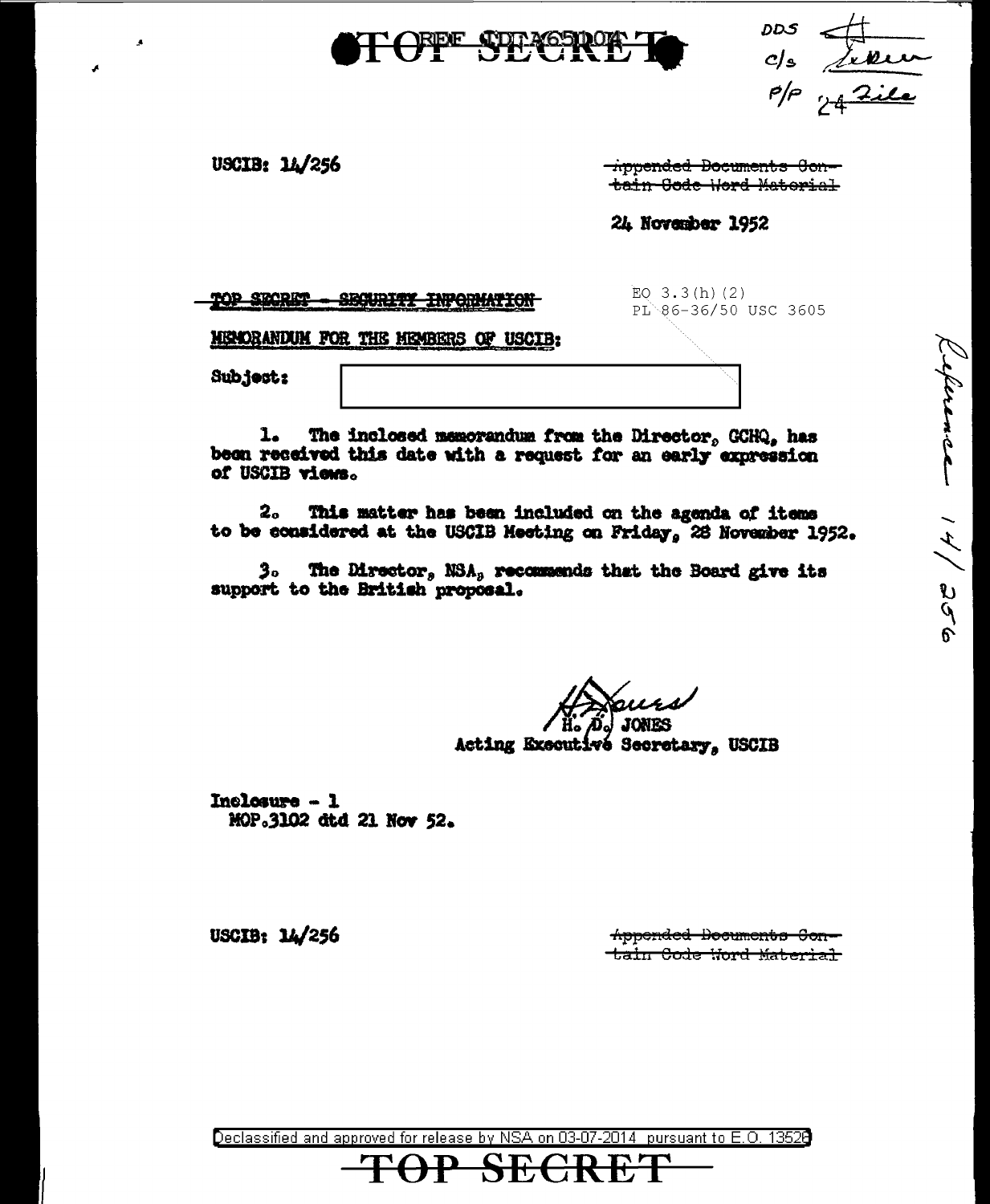TOP SECRET

DDS
C/S
P/P 24 File

USCIB: 14/256

~~Appended Documents Contain Code Word Material~~

24 November 1952

~~TOP SECRET - SECURITY INFORMATION~~

EO 3.3(h)(2)
PL 86-36/50 USC 3605

MEMORANDUM FOR THE MEMBERS OF USCIB:

Subject: [redacted]

1. The inclosed memorandum from the Director, GCHQ, has been received this date with a request for an early expression of USCIB views.

2. This matter has been included on the agenda of items to be considered at the USCIB Meeting on Friday, 28 November 1952.

3. The Director, NSA, recommends that the Board give its support to the British proposal.

H. D. JONES
Acting Executive Secretary, USCIB

Inclosure - 1
MOP.3102 dtd 21 Nov 52.

Reference 14/256

USCIB: 14/256

~~Appended Documents Contain Code Word Material~~

Declassified and approved for release by NSA on 03-07-2014 pursuant to E.O. 13526

TOP SECRET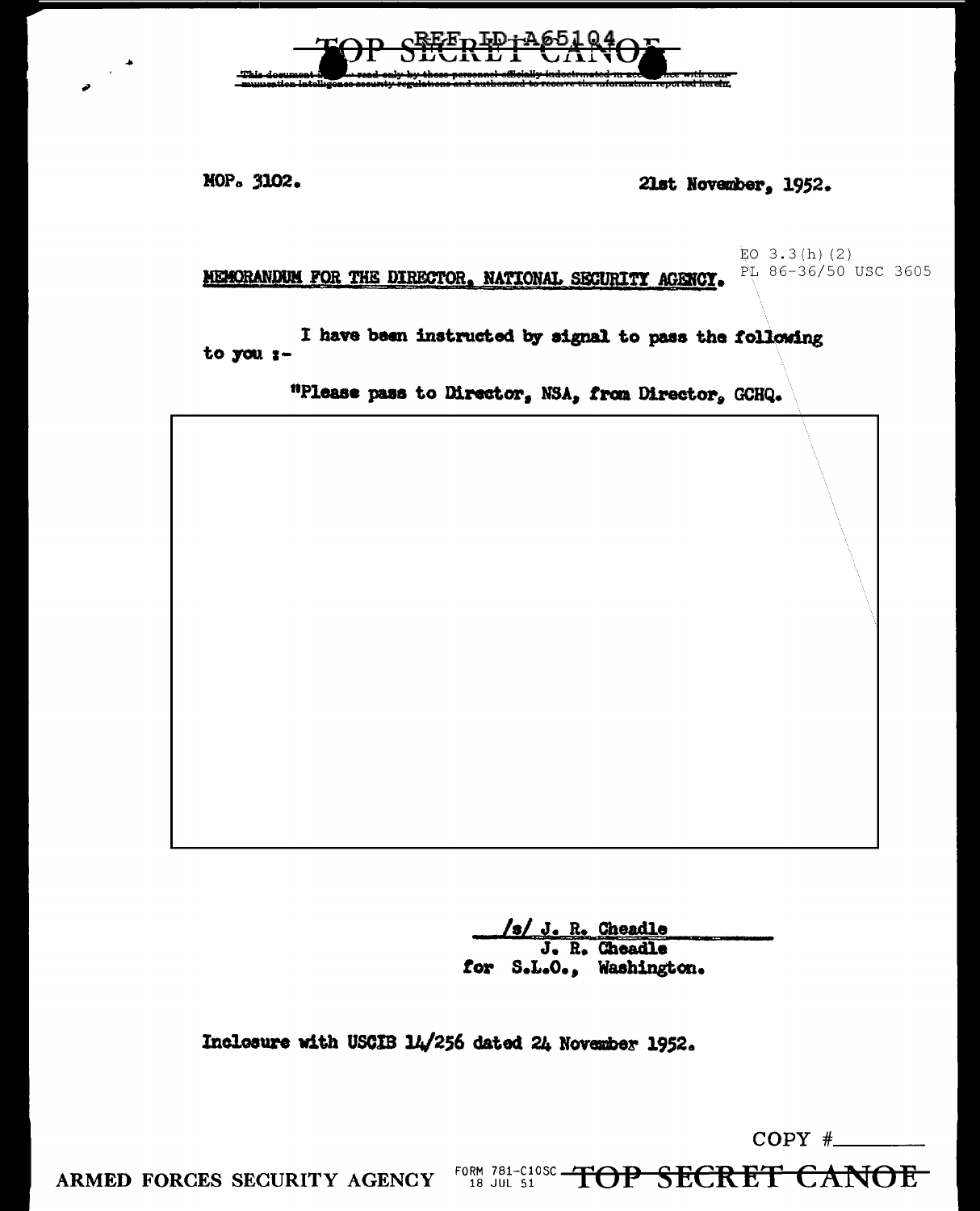TOP SECRET CANOE

REF ID:A65104

This document is to be read only by those personnel officially indoctrinated in accordance with communication intelligence security regulations and authorised to receive the information reported herein.

MOP. 3102.

21st November, 1952.

EO 3.3(h)(2)
PL 86-36/50 USC 3605

**MEMORANDUM FOR THE DIRECTOR, NATIONAL SECURITY AGENCY.**

I have been instructed by signal to pass the following to you :-

"Please pass to Director, NSA, from Director, GCHQ.

/s/ J. R. Cheadle
J. R. Cheadle
for S.L.O., Washington.

Inclosure with USCIB 14/256 dated 24 November 1952.

COPY #\_\_\_\_\_\_\_\_

ARMED FORCES SECURITY AGENCY FORM 781-C10SC 18 JUL 51 TOP SECRET CANOE